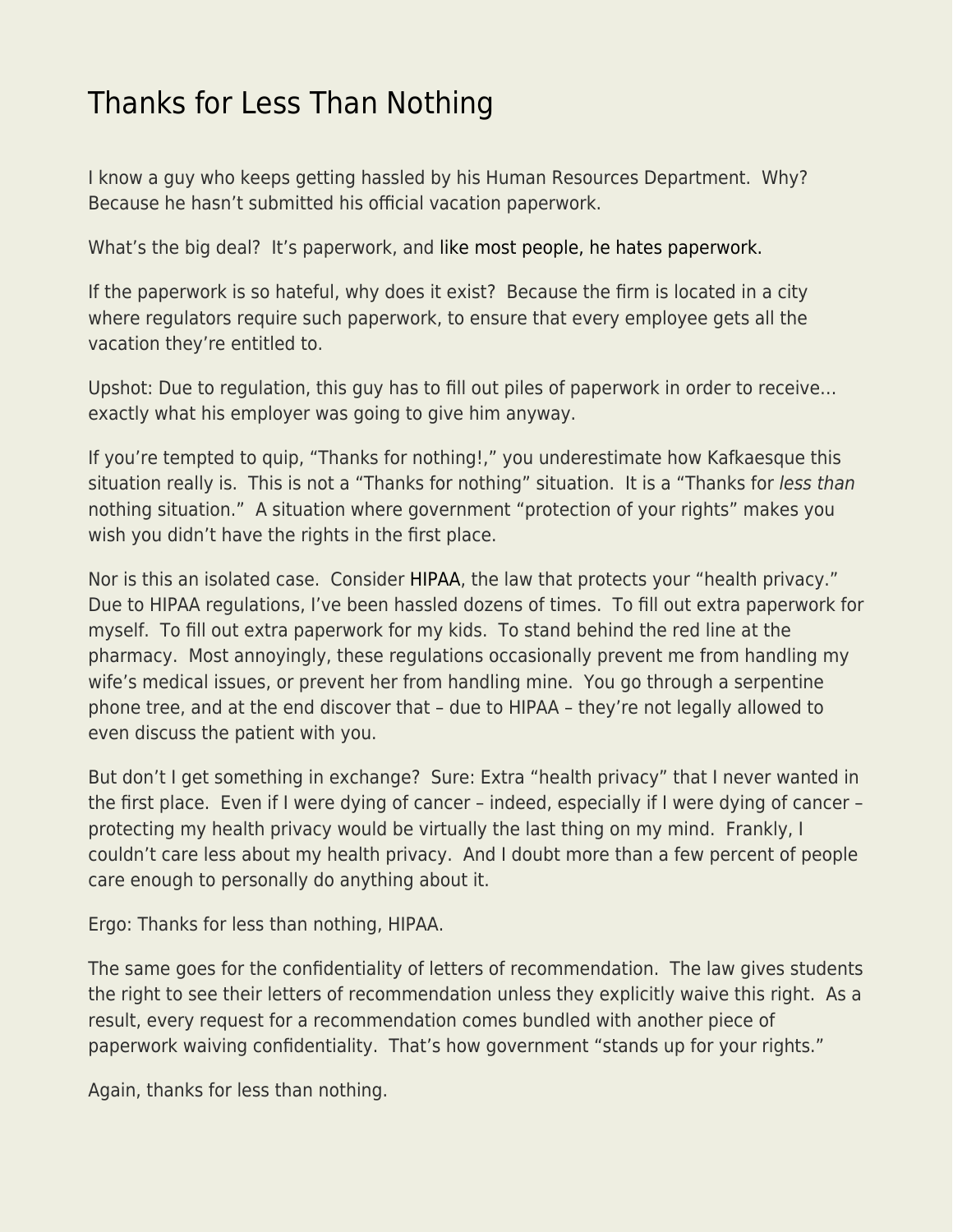# Thanks for Less Than Nothing

I know a guy who keeps getting hassled by his Human Resources Department. Why? Because he hasn't submitted his official vacation paperwork.

What's the big deal? It's paperwork, and like most people, he hates paperwork.

If the paperwork is so hateful, why does it exist? Because the firm is located in a city where regulators require such paperwork, to ensure that every employee gets all the vacation they're entitled to.

Upshot: Due to regulation, this guy has to fill out piles of paperwork in order to receive… exactly what his employer was going to give him anyway.

If you're tempted to quip, "Thanks for nothing!," you underestimate how Kafkaesque this situation really is. This is not a "Thanks for nothing" situation. It is a "Thanks for *less than* nothing situation." A situation where government "protection of your rights" makes you wish you didn't have the rights in the first place.

Nor is this an isolated case. Consider HIPAA, the law that protects your "health privacy." Due to HIPAA regulations, I've been hassled dozens of times. To fill out extra paperwork for myself. To fill out extra paperwork for my kids. To stand behind the red line at the pharmacy. Most annoyingly, these regulations occasionally prevent me from handling my wife's medical issues, or prevent her from handling mine. You go through a serpentine phone tree, and at the end discover that – due to HIPAA – they're not legally allowed to even discuss the patient with you.

But don't I get something in exchange? Sure: Extra "health privacy" that I never wanted in the first place. Even if I were dying of cancer – indeed, especially if I were dying of cancer – protecting my health privacy would be virtually the last thing on my mind. Frankly, I couldn't care less about my health privacy. And I doubt more than a few percent of people care enough to personally do anything about it.

Ergo: Thanks for less than nothing, HIPAA.

The same goes for the confidentiality of letters of recommendation. The law gives students the right to see their letters of recommendation unless they explicitly waive this right. As a result, every request for a recommendation comes bundled with another piece of paperwork waiving confidentiality. That's how government "stands up for your rights."

Again, thanks for less than nothing.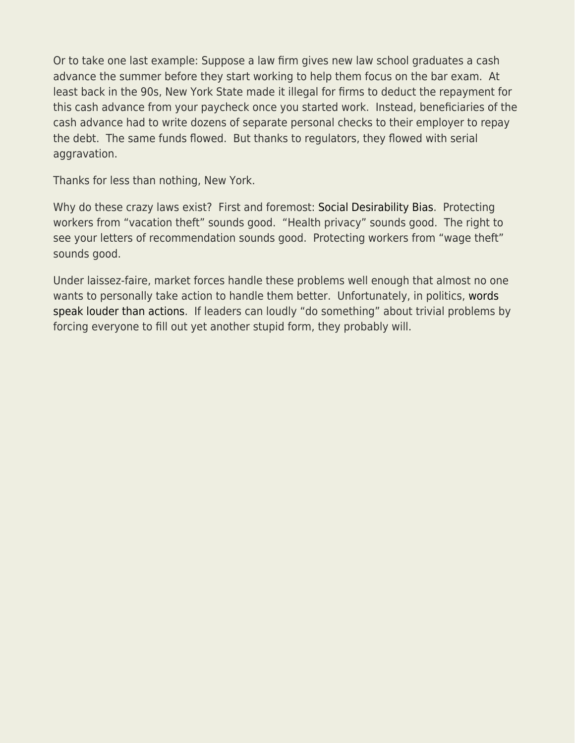Or to take one last example: Suppose a law firm gives new law school graduates a cash advance the summer before they start working to help them focus on the bar exam.  At least back in the 90s, New York State made it illegal for firms to deduct the repayment for this cash advance from your paycheck once you started work.  Instead, beneficiaries of the cash advance had to write dozens of separate personal checks to their employer to repay the debt.  The same funds flowed.  But thanks to regulators, they flowed with serial aggravation.

Thanks for less than nothing, New York.

Why do these crazy laws exist?  First and foremost: Social Desirability Bias.  Protecting workers from "vacation theft" sounds good.  "Health privacy" sounds good.  The right to see your letters of recommendation sounds good.  Protecting workers from "wage theft" sounds good.

Under laissez-faire, market forces handle these problems well enough that almost no one wants to personally take action to handle them better.  Unfortunately, in politics, words speak louder than actions.  If leaders can loudly "do something" about trivial problems by forcing everyone to fill out yet another stupid form, they probably will.